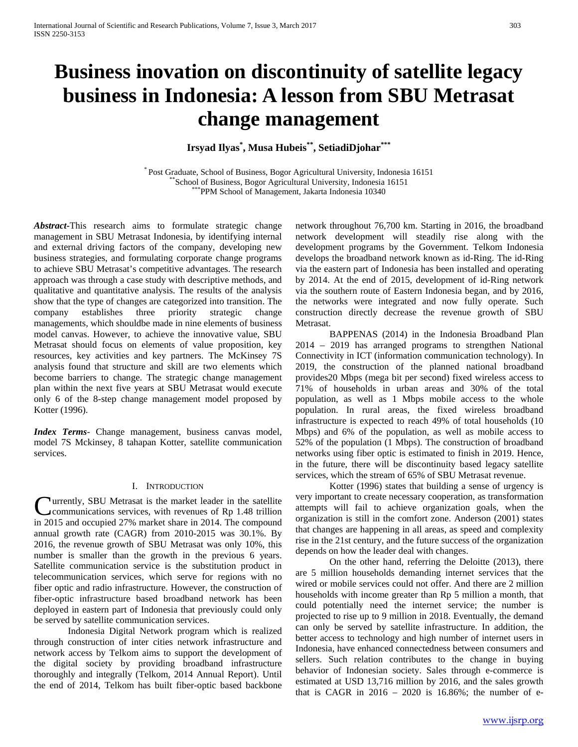# Business inovation on discontinuity of satellite legacy business in Indonesia: A lesson from SBU Metrasat change management

**Irsyad Ilyas[*], Musa Hubeis[**], SetiadiDjohar[***]**

[*] Post Graduate, School of Business, Bogor Agricultural University, Indonesia 16151
[**] School of Business, Bogor Agricultural University, Indonesia 16151
[***] PPM School of Management, Jakarta Indonesia 10340

***Abstract***-This research aims to formulate strategic change management in SBU Metrasat Indonesia, by identifying internal and external driving factors of the company, developing new business strategies, and formulating corporate change programs to achieve SBU Metrasat's competitive advantages. The research approach was through a case study with descriptive methods, and qualitative and quantitative analysis. The results of the analysis show that the type of changes are categorized into transition. The company establishes three priority strategic change managements, which shouldbe made in nine elements of business model canvas. However, to achieve the innovative value, SBU Metrasat should focus on elements of value proposition, key resources, key activities and key partners. The McKinsey 7S analysis found that structure and skill are two elements which become barriers to change. The strategic change management plan within the next five years at SBU Metrasat would execute only 6 of the 8-step change management model proposed by Kotter (1996).

***Index Terms***- Change management, business canvas model, model 7S Mckinsey, 8 tahapan Kotter, satellite communication services.

## I. Introduction

Currently, SBU Metrasat is the market leader in the satellite communications services, with revenues of Rp 1.48 trillion in 2015 and occupied 27% market share in 2014. The compound annual growth rate (CAGR) from 2010-2015 was 30.1%. By 2016, the revenue growth of SBU Metrasat was only 10%, this number is smaller than the growth in the previous 6 years. Satellite communication service is the substitution product in telecommunication services, which serve for regions with no fiber optic and radio infrastructure. However, the construction of fiber-optic infrastructure based broadband network has been deployed in eastern part of Indonesia that previously could only be served by satellite communication services.

Indonesia Digital Network program which is realized through construction of inter cities network infrastructure and network access by Telkom aims to support the development of the digital society by providing broadband infrastructure thoroughly and integrally (Telkom, 2014 Annual Report). Until the end of 2014, Telkom has built fiber-optic based backbone network throughout 76,700 km. Starting in 2016, the broadband network development will steadily rise along with the development programs by the Government. Telkom Indonesia develops the broadband network known as id-Ring. The id-Ring via the eastern part of Indonesia has been installed and operating by 2014. At the end of 2015, development of id-Ring network via the southern route of Eastern Indonesia began, and by 2016, the networks were integrated and now fully operate. Such construction directly decrease the revenue growth of SBU Metrasat.

BAPPENAS (2014) in the Indonesia Broadband Plan 2014 – 2019 has arranged programs to strengthen National Connectivity in ICT (information communication technology). In 2019, the construction of the planned national broadband provides20 Mbps (mega bit per second) fixed wireless access to 71% of households in urban areas and 30% of the total population, as well as 1 Mbps mobile access to the whole population. In rural areas, the fixed wireless broadband infrastructure is expected to reach 49% of total households (10 Mbps) and 6% of the population, as well as mobile access to 52% of the population (1 Mbps). The construction of broadband networks using fiber optic is estimated to finish in 2019. Hence, in the future, there will be discontinuity based legacy satellite services, which the stream of 65% of SBU Metrasat revenue.

Kotter (1996) states that building a sense of urgency is very important to create necessary cooperation, as transformation attempts will fail to achieve organization goals, when the organization is still in the comfort zone. Anderson (2001) states that changes are happening in all areas, as speed and complexity rise in the 21st century, and the future success of the organization depends on how the leader deal with changes.

On the other hand, referring the Deloitte (2013), there are 5 million households demanding internet services that the wired or mobile services could not offer. And there are 2 million households with income greater than Rp 5 million a month, that could potentially need the internet service; the number is projected to rise up to 9 million in 2018. Eventually, the demand can only be served by satellite infrastructure. In addition, the better access to technology and high number of internet users in Indonesia, have enhanced connectedness between consumers and sellers. Such relation contributes to the change in buying behavior of Indonesian society. Sales through e-commerce is estimated at USD 13,716 million by 2016, and the sales growth that is CAGR in 2016 – 2020 is 16.86%; the number of e-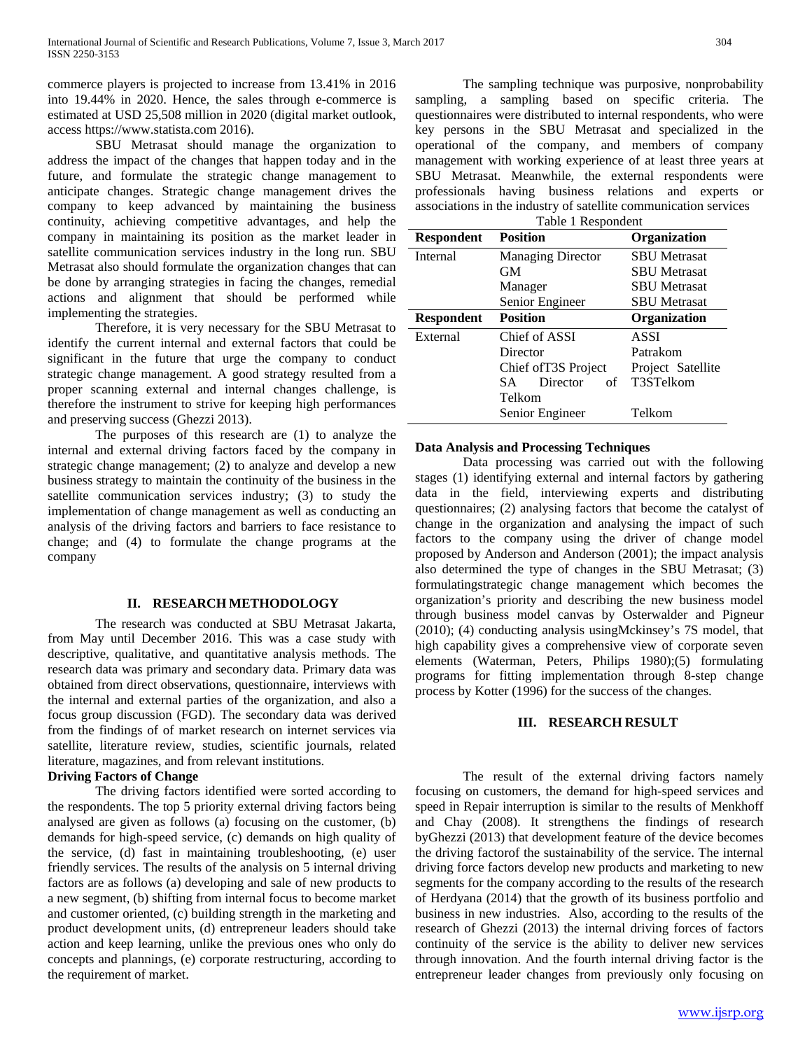commerce players is projected to increase from 13.41% in 2016 into 19.44% in 2020. Hence, the sales through e-commerce is estimated at USD 25,508 million in 2020 (digital market outlook, access https://www.statista.com 2016).

SBU Metrasat should manage the organization to address the impact of the changes that happen today and in the future, and formulate the strategic change management to anticipate changes. Strategic change management drives the company to keep advanced by maintaining the business continuity, achieving competitive advantages, and help the company in maintaining its position as the market leader in satellite communication services industry in the long run. SBU Metrasat also should formulate the organization changes that can be done by arranging strategies in facing the changes, remedial actions and alignment that should be performed while implementing the strategies.

Therefore, it is very necessary for the SBU Metrasat to identify the current internal and external factors that could be significant in the future that urge the company to conduct strategic change management. A good strategy resulted from a proper scanning external and internal changes challenge, is therefore the instrument to strive for keeping high performances and preserving success (Ghezzi 2013).

The purposes of this research are (1) to analyze the internal and external driving factors faced by the company in strategic change management; (2) to analyze and develop a new business strategy to maintain the continuity of the business in the satellite communication services industry; (3) to study the implementation of change management as well as conducting an analysis of the driving factors and barriers to face resistance to change; and (4) to formulate the change programs at the company

## II. RESEARCH METHODOLOGY

The research was conducted at SBU Metrasat Jakarta, from May until December 2016. This was a case study with descriptive, qualitative, and quantitative analysis methods. The research data was primary and secondary data. Primary data was obtained from direct observations, questionnaire, interviews with the internal and external parties of the organization, and also a focus group discussion (FGD). The secondary data was derived from the findings of of market research on internet services via satellite, literature review, studies, scientific journals, related literature, magazines, and from relevant institutions.

**Driving Factors of Change**

The driving factors identified were sorted according to the respondents. The top 5 priority external driving factors being analysed are given as follows (a) focusing on the customer, (b) demands for high-speed service, (c) demands on high quality of the service, (d) fast in maintaining troubleshooting, (e) user friendly services. The results of the analysis on 5 internal driving factors are as follows (a) developing and sale of new products to a new segment, (b) shifting from internal focus to become market and customer oriented, (c) building strength in the marketing and product development units, (d) entrepreneur leaders should take action and keep learning, unlike the previous ones who only do concepts and plannings, (e) corporate restructuring, according to the requirement of market.

The sampling technique was purposive, nonprobability sampling, a sampling based on specific criteria. The questionnaires were distributed to internal respondents, who were key persons in the SBU Metrasat and specialized in the operational of the company, and members of company management with working experience of at least three years at SBU Metrasat. Meanwhile, the external respondents were professionals having business relations and experts or associations in the industry of satellite communication services

Table 1 Respondent

| Respondent | Position | Organization |
|---|---|---|
| Internal | Managing Director | SBU Metrasat |
| | GM | SBU Metrasat |
| | Manager | SBU Metrasat |
| | Senior Engineer | SBU Metrasat |
| **Respondent** | **Position** | **Organization** |
| External | Chief of ASSI | ASSI |
| | Director | Patrakom |
| | Chief ofT3S Project | Project Satellite T3STelkom |
| | SA Director of Telkom | |
| | Senior Engineer | Telkom |

**Data Analysis and Processing Techniques**

Data processing was carried out with the following stages (1) identifying external and internal factors by gathering data in the field, interviewing experts and distributing questionnaires; (2) analysing factors that become the catalyst of change in the organization and analysing the impact of such factors to the company using the driver of change model proposed by Anderson and Anderson (2001); the impact analysis also determined the type of changes in the SBU Metrasat; (3) formulatingstrategic change management which becomes the organization's priority and describing the new business model through business model canvas by Osterwalder and Pigneur (2010); (4) conducting analysis usingMckinsey's 7S model, that high capability gives a comprehensive view of corporate seven elements (Waterman, Peters, Philips 1980);(5) formulating programs for fitting implementation through 8-step change process by Kotter (1996) for the success of the changes.

## III. RESEARCH RESULT

The result of the external driving factors namely focusing on customers, the demand for high-speed services and speed in Repair interruption is similar to the results of Menkhoff and Chay (2008). It strengthens the findings of research byGhezzi (2013) that development feature of the device becomes the driving factorof the sustainability of the service. The internal driving force factors develop new products and marketing to new segments for the company according to the results of the research of Herdyana (2014) that the growth of its business portfolio and business in new industries. Also, according to the results of the research of Ghezzi (2013) the internal driving forces of factors continuity of the service is the ability to deliver new services through innovation. And the fourth internal driving factor is the entrepreneur leader changes from previously only focusing on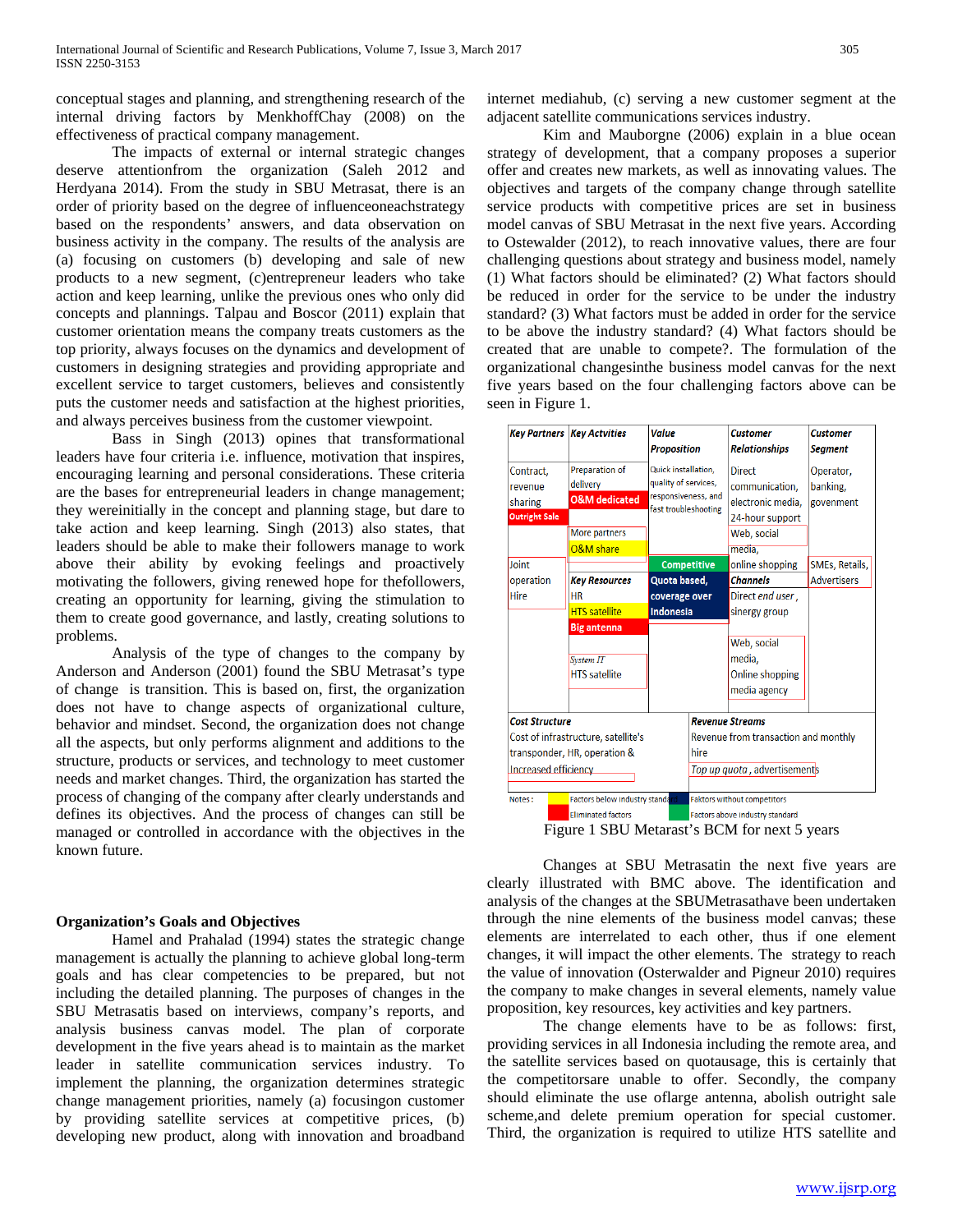conceptual stages and planning, and strengthening research of the internal driving factors by MenkhoffChay (2008) on the effectiveness of practical company management.

The impacts of external or internal strategic changes deserve attentionfrom the organization (Saleh 2012 and Herdyana 2014). From the study in SBU Metrasat, there is an order of priority based on the degree of influenceoneachstrategy based on the respondents' answers, and data observation on business activity in the company. The results of the analysis are (a) focusing on customers (b) developing and sale of new products to a new segment, (c)entrepreneur leaders who take action and keep learning, unlike the previous ones who only did concepts and plannings. Talpau and Boscor (2011) explain that customer orientation means the company treats customers as the top priority, always focuses on the dynamics and development of customers in designing strategies and providing appropriate and excellent service to target customers, believes and consistently puts the customer needs and satisfaction at the highest priorities, and always perceives business from the customer viewpoint.

Bass in Singh (2013) opines that transformational leaders have four criteria i.e. influence, motivation that inspires, encouraging learning and personal considerations. These criteria are the bases for entrepreneurial leaders in change management; they wereinitially in the concept and planning stage, but dare to take action and keep learning. Singh (2013) also states, that leaders should be able to make their followers manage to work above their ability by evoking feelings and proactively motivating the followers, giving renewed hope for thefollowers, giving the stimulation to them to create good governance, and lastly, creating solutions to problems.

Analysis of the type of changes to the company by Anderson and Anderson (2001) found the SBU Metrasat's type of change is transition. This is based on, first, the organization does not have to change aspects of organizational culture, behavior and mindset. Second, the organization does not change all the aspects, but only performs alignment and additions to the structure, products or services, and technology to meet customer needs and market changes. Third, the organization has started the process of changing of the company after clearly understands and defines its objectives. And the process of changes can still be managed or controlled in accordance with the objectives in the known future.

## Organization's Goals and Objectives

Hamel and Prahalad (1994) states the strategic change management is actually the planning to achieve global long-term goals and has clear competencies to be prepared, but not including the detailed planning. The purposes of changes in the SBU Metrasatis based on interviews, company's reports, and analysis business canvas model. The plan of corporate development in the five years ahead is to maintain as the market leader in satellite communication services industry. To implement the planning, the organization determines strategic change management priorities, namely (a) focusingon customer by providing satellite services at competitive prices, (b) developing new product, along with innovation and broadband internet mediahub, (c) serving a new customer segment at the adjacent satellite communications services industry.

Kim and Mauborgne (2006) explain in a blue ocean strategy of development, that a company proposes a superior offer and creates new markets, as well as innovating values. The objectives and targets of the company change through satellite service products with competitive prices are set in business model canvas of SBU Metrasat in the next five years. According to Ostewalder (2012), to reach innovative values, there are four challenging questions about strategy and business model, namely (1) What factors should be eliminated? (2) What factors should be reduced in order for the service to be under the industry standard? (3) What factors must be added in order for the service to be above the industry standard? (4) What factors should be created that are unable to compete?. The formulation of the organizational changesinthe business model canvas for the next five years based on the four challenging factors above can be seen in Figure 1.

| Key Partners | Key Actvities | Value Proposition | Customer Relationships | Customer Segment |
|---|---|---|---|---|
| Contract, revenue sharing; Outright Sale | Preparation of delivery; O&M dedicated; More partners; O&M share | Quick installation, quality of services, responsiveness, and fast troubleshooting | Direct communication, electronic media, 24-hour support; Web, social media, online shopping | Operator, banking, govenment |
| Joint operation Hire | **Key Resources**: HR; HTS satellite; Big antenna; System IT; HTS satellite | Competitive; Quota based, coverage over Indonesia | **Channels**: Direct end user, sinergy group; Web, social media, Online shopping media agency | SMEs, Retails, Advertisers |
| **Cost Structure**: Cost of infrastructure, satellite's transponder, HR, operation & Increased efficiency | | **Revenue Streams**: Revenue from transaction and monthly hire; Top up quota, advertisements | | |

Notes: Factors below industry standard (yellow); Faktors without competitors (dark blue); Eliminated factors (red); Factors above industry standard (green)

Figure 1 SBU Metarast's BCM for next 5 years

Changes at SBU Metrasatin the next five years are clearly illustrated with BMC above. The identification and analysis of the changes at the SBUMetrasathave been undertaken through the nine elements of the business model canvas; these elements are interrelated to each other, thus if one element changes, it will impact the other elements. The strategy to reach the value of innovation (Osterwalder and Pigneur 2010) requires the company to make changes in several elements, namely value proposition, key resources, key activities and key partners.

The change elements have to be as follows: first, providing services in all Indonesia including the remote area, and the satellite services based on quotausage, this is certainly that the competitorsare unable to offer. Secondly, the company should eliminate the use oflarge antenna, abolish outright sale scheme,and delete premium operation for special customer. Third, the organization is required to utilize HTS satellite and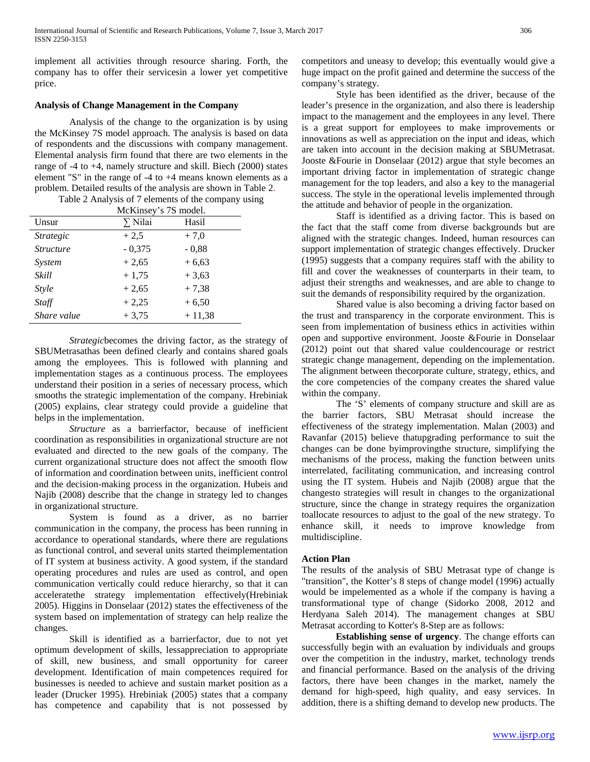implement all activities through resource sharing. Forth, the company has to offer their servicesin a lower yet competitive price.

**Analysis of Change Management in the Company**

Analysis of the change to the organization is by using the McKinsey 7S model approach. The analysis is based on data of respondents and the discussions with company management. Elemental analysis firm found that there are two elements in the range of -4 to +4, namely structure and skill. Biech (2000) states element "S" in the range of -4 to +4 means known elements as a problem. Detailed results of the analysis are shown in Table 2.

Table 2 Analysis of 7 elements of the company using McKinsey's 7S model.

| Unsur | ∑ Nilai | Hasil |
|---|---|---|
| *Strategic* | + 2,5 | + 7,0 |
| *Structure* | - 0,375 | - 0,88 |
| *System* | + 2,65 | + 6,63 |
| *Skill* | + 1,75 | + 3,63 |
| *Style* | + 2,65 | + 7,38 |
| *Staff* | + 2,25 | + 6,50 |
| *Share value* | + 3,75 | + 11,38 |

*Strategic*becomes the driving factor, as the strategy of SBUMetrasathas been defined clearly and contains shared goals among the employees. This is followed with planning and implementation stages as a continuous process. The employees understand their position in a series of necessary process, which smooths the strategic implementation of the company. Hrebiniak (2005) explains, clear strategy could provide a guideline that helps in the implementation.

*Structure* as a barrierfactor, because of inefficient coordination as responsibilities in organizational structure are not evaluated and directed to the new goals of the company. The current organizational structure does not affect the smooth flow of information and coordination between units, inefficient control and the decision-making process in the organization. Hubeis and Najib (2008) describe that the change in strategy led to changes in organizational structure.

System is found as a driver, as no barrier communication in the company, the process has been running in accordance to operational standards, where there are regulations as functional control, and several units started theimplementation of IT system at business activity. A good system, if the standard operating procedures and rules are used as control, and open communication vertically could reduce hierarchy, so that it can acceleratethe strategy implementation effectively(Hrebiniak 2005). Higgins in Donselaar (2012) states the effectiveness of the system based on implementation of strategy can help realize the changes.

Skill is identified as a barrierfactor, due to not yet optimum development of skills, lessappreciation to appropriate of skill, new business, and small opportunity for career development. Identification of main competences required for businesses is needed to achieve and sustain market position as a leader (Drucker 1995). Hrebiniak (2005) states that a company has competence and capability that is not possessed by competitors and uneasy to develop; this eventually would give a huge impact on the profit gained and determine the success of the company's strategy.

Style has been identified as the driver, because of the leader's presence in the organization, and also there is leadership impact to the management and the employees in any level. There is a great support for employees to make improvements or innovations as well as appreciation on the input and ideas, which are taken into account in the decision making at SBUMetrasat. Jooste &Fourie in Donselaar (2012) argue that style becomes an important driving factor in implementation of strategic change management for the top leaders, and also a key to the managerial success. The style in the operational levelis implemented through the attitude and behavior of people in the organization.

Staff is identified as a driving factor. This is based on the fact that the staff come from diverse backgrounds but are aligned with the strategic changes. Indeed, human resources can support implementation of strategic changes effectively. Drucker (1995) suggests that a company requires staff with the ability to fill and cover the weaknesses of counterparts in their team, to adjust their strengths and weaknesses, and are able to change to suit the demands of responsibility required by the organization.

Shared value is also becoming a driving factor based on the trust and transparency in the corporate environment. This is seen from implementation of business ethics in activities within open and supportive environment. Jooste &Fourie in Donselaar (2012) point out that shared value couldencourage or restrict strategic change management, depending on the implementation. The alignment between thecorporate culture, strategy, ethics, and the core competencies of the company creates the shared value within the company.

The 'S' elements of company structure and skill are as the barrier factors, SBU Metrasat should increase the effectiveness of the strategy implementation. Malan (2003) and Ravanfar (2015) believe thatupgrading performance to suit the changes can be done byimprovingthe structure, simplifying the mechanisms of the process, making the function between units interrelated, facilitating communication, and increasing control using the IT system. Hubeis and Najib (2008) argue that the changesto strategies will result in changes to the organizational structure, since the change in strategy requires the organization toallocate resources to adjust to the goal of the new strategy. To enhance skill, it needs to improve knowledge from multidiscipline.

**Action Plan**

The results of the analysis of SBU Metrasat type of change is "transition", the Kotter's 8 steps of change model (1996) actually would be impelemented as a whole if the company is having a transformational type of change (Sidorko 2008, 2012 and Herdyana Saleh 2014). The management changes at SBU Metrasat according to Kotter's 8-Step are as follows:

**Establishing sense of urgency**. The change efforts can successfully begin with an evaluation by individuals and groups over the competition in the industry, market, technology trends and financial performance. Based on the analysis of the driving factors, there have been changes in the market, namely the demand for high-speed, high quality, and easy services. In addition, there is a shifting demand to develop new products. The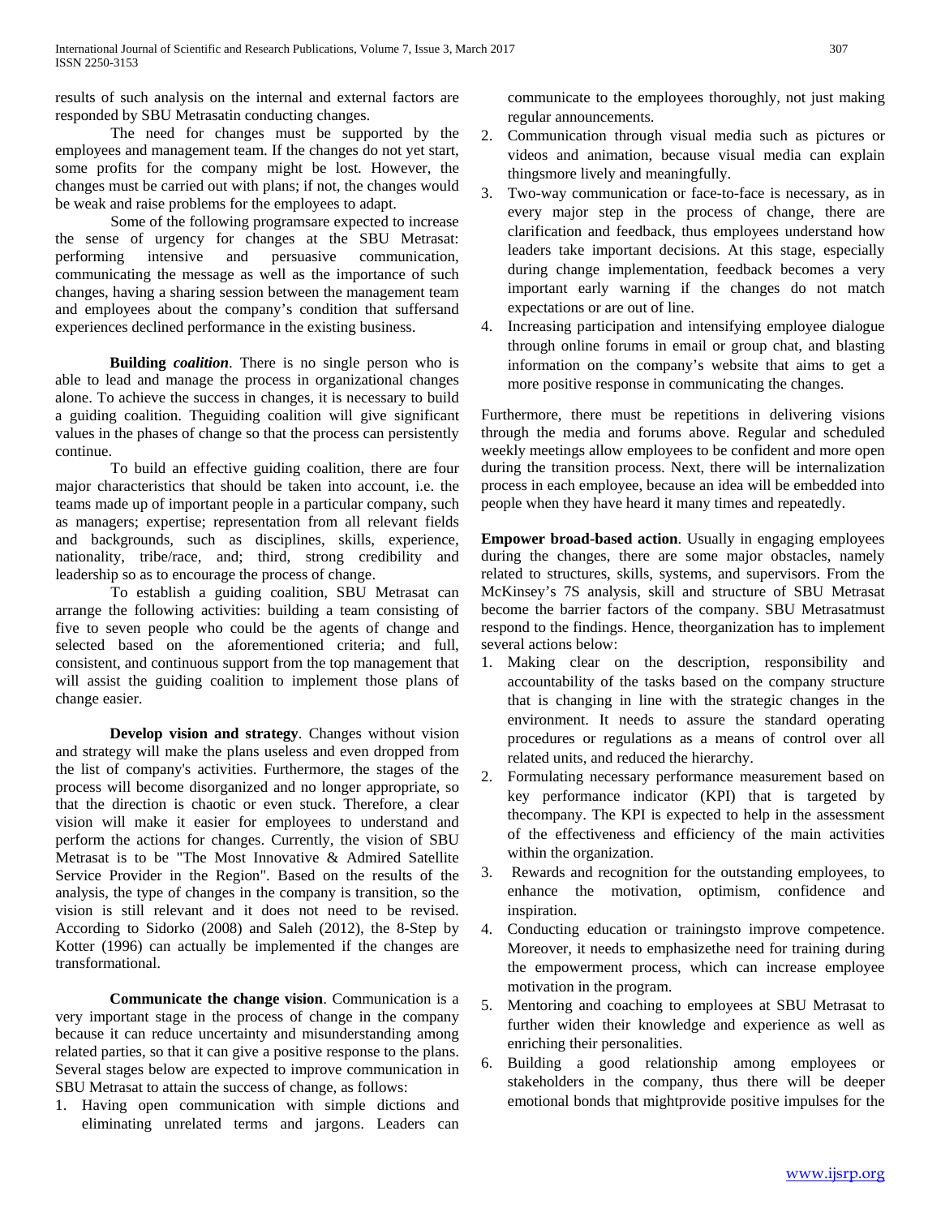results of such analysis on the internal and external factors are responded by SBU Metrasatin conducting changes.

The need for changes must be supported by the employees and management team. If the changes do not yet start, some profits for the company might be lost. However, the changes must be carried out with plans; if not, the changes would be weak and raise problems for the employees to adapt.

Some of the following programsare expected to increase the sense of urgency for changes at the SBU Metrasat: performing intensive and persuasive communication, communicating the message as well as the importance of such changes, having a sharing session between the management team and employees about the company's condition that suffersand experiences declined performance in the existing business.

**Building *coalition***. There is no single person who is able to lead and manage the process in organizational changes alone. To achieve the success in changes, it is necessary to build a guiding coalition. Theguiding coalition will give significant values in the phases of change so that the process can persistently continue.

To build an effective guiding coalition, there are four major characteristics that should be taken into account, i.e. the teams made up of important people in a particular company, such as managers; expertise; representation from all relevant fields and backgrounds, such as disciplines, skills, experience, nationality, tribe/race, and; third, strong credibility and leadership so as to encourage the process of change.

To establish a guiding coalition, SBU Metrasat can arrange the following activities: building a team consisting of five to seven people who could be the agents of change and selected based on the aforementioned criteria; and full, consistent, and continuous support from the top management that will assist the guiding coalition to implement those plans of change easier.

**Develop vision and strategy**. Changes without vision and strategy will make the plans useless and even dropped from the list of company's activities. Furthermore, the stages of the process will become disorganized and no longer appropriate, so that the direction is chaotic or even stuck. Therefore, a clear vision will make it easier for employees to understand and perform the actions for changes. Currently, the vision of SBU Metrasat is to be "The Most Innovative & Admired Satellite Service Provider in the Region". Based on the results of the analysis, the type of changes in the company is transition, so the vision is still relevant and it does not need to be revised. According to Sidorko (2008) and Saleh (2012), the 8-Step by Kotter (1996) can actually be implemented if the changes are transformational.

**Communicate the change vision**. Communication is a very important stage in the process of change in the company because it can reduce uncertainty and misunderstanding among related parties, so that it can give a positive response to the plans. Several stages below are expected to improve communication in SBU Metrasat to attain the success of change, as follows:

1. Having open communication with simple dictions and eliminating unrelated terms and jargons. Leaders can communicate to the employees thoroughly, not just making regular announcements.
2. Communication through visual media such as pictures or videos and animation, because visual media can explain thingsmore lively and meaningfully.
3. Two-way communication or face-to-face is necessary, as in every major step in the process of change, there are clarification and feedback, thus employees understand how leaders take important decisions. At this stage, especially during change implementation, feedback becomes a very important early warning if the changes do not match expectations or are out of line.
4. Increasing participation and intensifying employee dialogue through online forums in email or group chat, and blasting information on the company's website that aims to get a more positive response in communicating the changes.

Furthermore, there must be repetitions in delivering visions through the media and forums above. Regular and scheduled weekly meetings allow employees to be confident and more open during the transition process. Next, there will be internalization process in each employee, because an idea will be embedded into people when they have heard it many times and repeatedly.

**Empower broad-based action**. Usually in engaging employees during the changes, there are some major obstacles, namely related to structures, skills, systems, and supervisors. From the McKinsey's 7S analysis, skill and structure of SBU Metrasat become the barrier factors of the company. SBU Metrasatmust respond to the findings. Hence, theorganization has to implement several actions below:

1. Making clear on the description, responsibility and accountability of the tasks based on the company structure that is changing in line with the strategic changes in the environment. It needs to assure the standard operating procedures or regulations as a means of control over all related units, and reduced the hierarchy.
2. Formulating necessary performance measurement based on key performance indicator (KPI) that is targeted by thecompany. The KPI is expected to help in the assessment of the effectiveness and efficiency of the main activities within the organization.
3. Rewards and recognition for the outstanding employees, to enhance the motivation, optimism, confidence and inspiration.
4. Conducting education or trainingsto improve competence. Moreover, it needs to emphasizethe need for training during the empowerment process, which can increase employee motivation in the program.
5. Mentoring and coaching to employees at SBU Metrasat to further widen their knowledge and experience as well as enriching their personalities.
6. Building a good relationship among employees or stakeholders in the company, thus there will be deeper emotional bonds that mightprovide positive impulses for the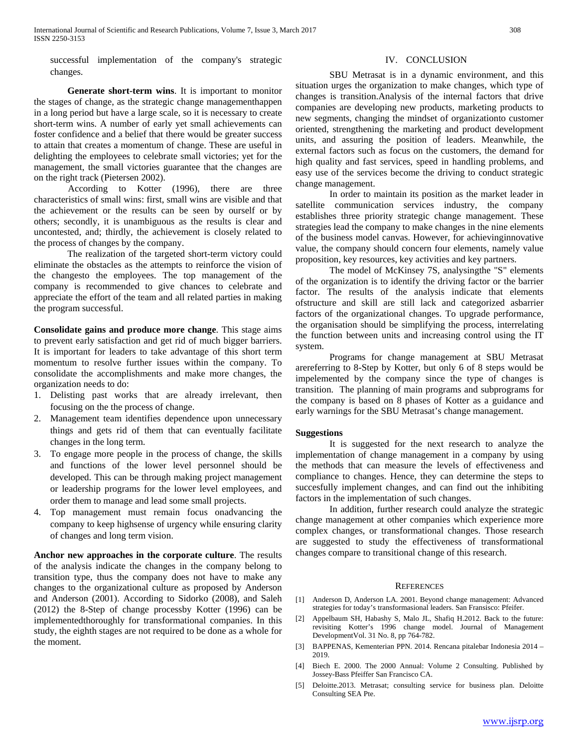successful implementation of the company's strategic changes.

**Generate short-term wins**. It is important to monitor the stages of change, as the strategic change managementhappen in a long period but have a large scale, so it is necessary to create short-term wins. A number of early yet small achievements can foster confidence and a belief that there would be greater success to attain that creates a momentum of change. These are useful in delighting the employees to celebrate small victories; yet for the management, the small victories guarantee that the changes are on the right track (Pietersen 2002).

According to Kotter (1996), there are three characteristics of small wins: first, small wins are visible and that the achievement or the results can be seen by ourself or by others; secondly, it is unambiguous as the results is clear and uncontested, and; thirdly, the achievement is closely related to the process of changes by the company.

The realization of the targeted short-term victory could eliminate the obstacles as the attempts to reinforce the vision of the changesto the employees. The top management of the company is recommended to give chances to celebrate and appreciate the effort of the team and all related parties in making the program successful.

**Consolidate gains and produce more change**. This stage aims to prevent early satisfaction and get rid of much bigger barriers. It is important for leaders to take advantage of this short term momentum to resolve further issues within the company. To consolidate the accomplishments and make more changes, the organization needs to do:

1. Delisting past works that are already irrelevant, then focusing on the the process of change.
2. Management team identifies dependence upon unnecessary things and gets rid of them that can eventually facilitate changes in the long term.
3. To engage more people in the process of change, the skills and functions of the lower level personnel should be developed. This can be through making project management or leadership programs for the lower level employees, and order them to manage and lead some small projects.
4. Top management must remain focus onadvancing the company to keep highsense of urgency while ensuring clarity of changes and long term vision.

**Anchor new approaches in the corporate culture**. The results of the analysis indicate the changes in the company belong to transition type, thus the company does not have to make any changes to the organizational culture as proposed by Anderson and Anderson (2001). According to Sidorko (2008), and Saleh (2012) the 8-Step of change processby Kotter (1996) can be implementedthoroughly for transformational companies. In this study, the eighth stages are not required to be done as a whole for the moment.

## IV. CONCLUSION

SBU Metrasat is in a dynamic environment, and this situation urges the organization to make changes, which type of changes is transition.Analysis of the internal factors that drive companies are developing new products, marketing products to new segments, changing the mindset of organizationto customer oriented, strengthening the marketing and product development units, and assuring the position of leaders. Meanwhile, the external factors such as focus on the customers, the demand for high quality and fast services, speed in handling problems, and easy use of the services become the driving to conduct strategic change management.

In order to maintain its position as the market leader in satellite communication services industry, the company establishes three priority strategic change management. These strategies lead the company to make changes in the nine elements of the business model canvas. However, for achievinginnovative value, the company should concern four elements, namely value proposition, key resources, key activities and key partners.

The model of McKinsey 7S, analysingthe "S" elements of the organization is to identify the driving factor or the barrier factor. The results of the analysis indicate that elements ofstructure and skill are still lack and categorized asbarrier factors of the organizational changes. To upgrade performance, the organisation should be simplifying the process, interrelating the function between units and increasing control using the IT system.

Programs for change management at SBU Metrasat arereferring to 8-Step by Kotter, but only 6 of 8 steps would be impelemented by the company since the type of changes is transition. The planning of main programs and subprograms for the company is based on 8 phases of Kotter as a guidance and early warnings for the SBU Metrasat's change management.

### Suggestions

It is suggested for the next research to analyze the implementation of change management in a company by using the methods that can measure the levels of effectiveness and compliance to changes. Hence, they can determine the steps to succesfully implement changes, and can find out the inhibiting factors in the implementation of such changes.

In addition, further research could analyze the strategic change management at other companies which experience more complex changes, or transformational changes. Those research are suggested to study the effectiveness of transformational changes compare to transitional change of this research.

## REFERENCES

[1] Anderson D, Anderson LA. 2001. Beyond change management: Advanced strategies for today's transformasional leaders. San Fransisco: Pfeifer.

[2] Appelbaum SH, Habashy S, Malo JL, Shafiq H.2012. Back to the future: revisiting Kotter's 1996 change model. Journal of Management DevelopmentVol. 31 No. 8, pp 764-782.

[3] BAPPENAS, Kementerian PPN. 2014. Rencana pitalebar Indonesia 2014 – 2019.

[4] Biech E. 2000. The 2000 Annual: Volume 2 Consulting. Published by Jossey-Bass Pfeiffer San Francisco CA.

[5] Deloitte.2013. Metrasat; consulting service for business plan. Deloitte Consulting SEA Pte.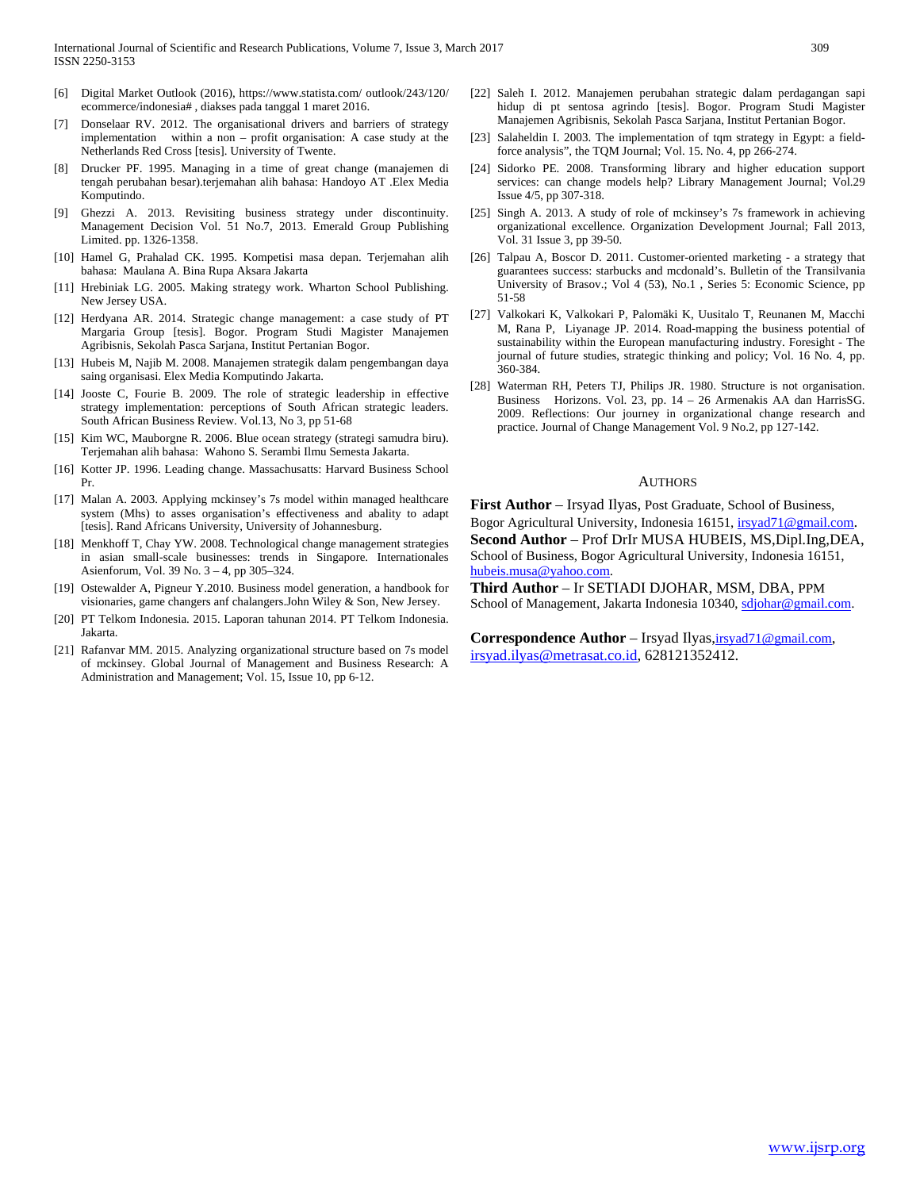[6] Digital Market Outlook (2016), https://www.statista.com/ outlook/243/120/ ecommerce/indonesia# , diakses pada tanggal 1 maret 2016.

[7] Donselaar RV. 2012. The organisational drivers and barriers of strategy implementation within a non – profit organisation: A case study at the Netherlands Red Cross [tesis]. University of Twente.

[8] Drucker PF. 1995. Managing in a time of great change (manajemen di tengah perubahan besar).terjemahan alih bahasa: Handoyo AT .Elex Media Komputindo.

[9] Ghezzi A. 2013. Revisiting business strategy under discontinuity. Management Decision Vol. 51 No.7, 2013. Emerald Group Publishing Limited. pp. 1326-1358.

[10] Hamel G, Prahalad CK. 1995. Kompetisi masa depan. Terjemahan alih bahasa: Maulana A. Bina Rupa Aksara Jakarta

[11] Hrebiniak LG. 2005. Making strategy work. Wharton School Publishing. New Jersey USA.

[12] Herdyana AR. 2014. Strategic change management: a case study of PT Margaria Group [tesis]. Bogor. Program Studi Magister Manajemen Agribisnis, Sekolah Pasca Sarjana, Institut Pertanian Bogor.

[13] Hubeis M, Najib M. 2008. Manajemen strategik dalam pengembangan daya saing organisasi. Elex Media Komputindo Jakarta.

[14] Jooste C, Fourie B. 2009. The role of strategic leadership in effective strategy implementation: perceptions of South African strategic leaders. South African Business Review. Vol.13, No 3, pp 51-68

[15] Kim WC, Mauborgne R. 2006. Blue ocean strategy (strategi samudra biru). Terjemahan alih bahasa: Wahono S. Serambi Ilmu Semesta Jakarta.

[16] Kotter JP. 1996. Leading change. Massachusatts: Harvard Business School Pr.

[17] Malan A. 2003. Applying mckinsey's 7s model within managed healthcare system (Mhs) to asses organisation's effectiveness and ability to adapt [tesis]. Rand Africans University, University of Johannesburg.

[18] Menkhoff T, Chay YW. 2008. Technological change management strategies in asian small-scale businesses: trends in Singapore. Internationales Asienforum, Vol. 39 No. 3 – 4, pp 305–324.

[19] Ostewalder A, Pigneur Y.2010. Business model generation, a handbook for visionaries, game changers anf chalangers.John Wiley & Son, New Jersey.

[20] PT Telkom Indonesia. 2015. Laporan tahunan 2014. PT Telkom Indonesia. Jakarta.

[21] Rafanvar MM. 2015. Analyzing organizational structure based on 7s model of mckinsey. Global Journal of Management and Business Research: A Administration and Management; Vol. 15, Issue 10, pp 6-12.

[22] Saleh I. 2012. Manajemen perubahan strategic dalam perdagangan sapi hidup di pt sentosa agrindo [tesis]. Bogor. Program Studi Magister Manajemen Agribisnis, Sekolah Pasca Sarjana, Institut Pertanian Bogor.

[23] Salaheldin I. 2003. The implementation of tqm strategy in Egypt: a field-force analysis", the TQM Journal; Vol. 15. No. 4, pp 266-274.

[24] Sidorko PE. 2008. Transforming library and higher education support services: can change models help? Library Management Journal; Vol.29 Issue 4/5, pp 307-318.

[25] Singh A. 2013. A study of role of mckinsey's 7s framework in achieving organizational excellence. Organization Development Journal; Fall 2013, Vol. 31 Issue 3, pp 39-50.

[26] Talpau A, Boscor D. 2011. Customer-oriented marketing - a strategy that guarantees success: starbucks and mcdonald's. Bulletin of the Transilvania University of Brasov.; Vol 4 (53), No.1 , Series 5: Economic Science, pp 51-58

[27] Valkokari K, Valkokari P, Palomäki K, Uusitalo T, Reunanen M, Macchi M, Rana P, Liyanage JP. 2014. Road-mapping the business potential of sustainability within the European manufacturing industry. Foresight - The journal of future studies, strategic thinking and policy; Vol. 16 No. 4, pp. 360-384.

[28] Waterman RH, Peters TJ, Philips JR. 1980. Structure is not organisation. Business Horizons. Vol. 23, pp. 14 – 26 Armenakis AA dan HarrisSG. 2009. Reflections: Our journey in organizational change research and practice. Journal of Change Management Vol. 9 No.2, pp 127-142.

## AUTHORS

**First Author** – Irsyad Ilyas, Post Graduate, School of Business, Bogor Agricultural University, Indonesia 16151, irsyad71@gmail.com.

**Second Author** – Prof DrIr MUSA HUBEIS, MS,Dipl.Ing,DEA, School of Business, Bogor Agricultural University, Indonesia 16151, hubeis.musa@yahoo.com.

**Third Author** – Ir SETIADI DJOHAR, MSM, DBA, PPM School of Management, Jakarta Indonesia 10340, sdjohar@gmail.com.

**Correspondence Author** – Irsyad Ilyas,irsyad71@gmail.com, irsyad.ilyas@metrasat.co.id, 628121352412.